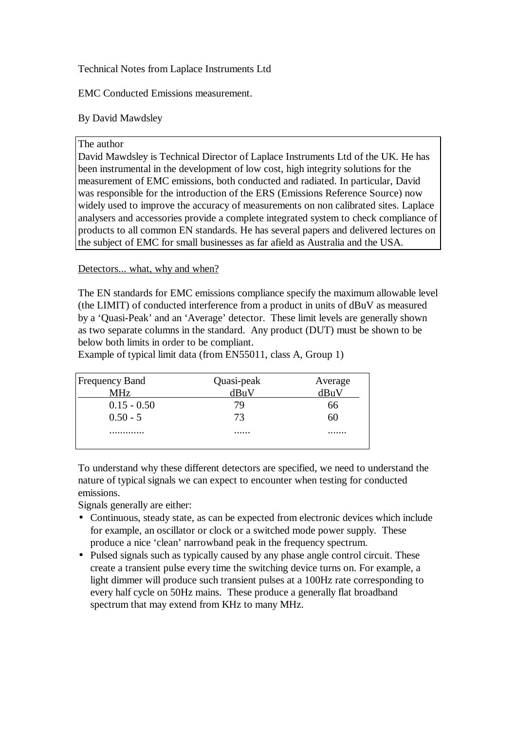Technical Notes from Laplace Instruments Ltd

# EMC Conducted Emissions measurement.

By David Mawdsley

> The author
> David Mawdsley is Technical Director of Laplace Instruments Ltd of the UK. He has been instrumental in the development of low cost, high integrity solutions for the measurement of EMC emissions, both conducted and radiated. In particular, David was responsible for the introduction of the ERS (Emissions Reference Source) now widely used to improve the accuracy of measurements on non calibrated sites. Laplace analysers and accessories provide a complete integrated system to check compliance of products to all common EN standards. He has several papers and delivered lectures on the subject of EMC for small businesses as far afield as Australia and the USA.

## Detectors... what, why and when?

The EN standards for EMC emissions compliance specify the maximum allowable level (the LIMIT) of conducted interference from a product in units of dBuV as measured by a 'Quasi-Peak' and an 'Average' detector. These limit levels are generally shown as two separate columns in the standard. Any product (DUT) must be shown to be below both limits in order to be compliant.

Example of typical limit data (from EN55011, class A, Group 1)

| Frequency Band MHz | Quasi-peak dBuV | Average dBuV |
|---|---|---|
| 0.15 - 0.50 | 79 | 66 |
| 0.50 - 5 | 73 | 60 |
| ............ | ...... | ....... |

To understand why these different detectors are specified, we need to understand the nature of typical signals we can expect to encounter when testing for conducted emissions.

Signals generally are either:

- Continuous, steady state, as can be expected from electronic devices which include for example, an oscillator or clock or a switched mode power supply. These produce a nice 'clean' narrowband peak in the frequency spectrum.
- Pulsed signals such as typically caused by any phase angle control circuit. These create a transient pulse every time the switching device turns on. For example, a light dimmer will produce such transient pulses at a 100Hz rate corresponding to every half cycle on 50Hz mains. These produce a generally flat broadband spectrum that may extend from KHz to many MHz.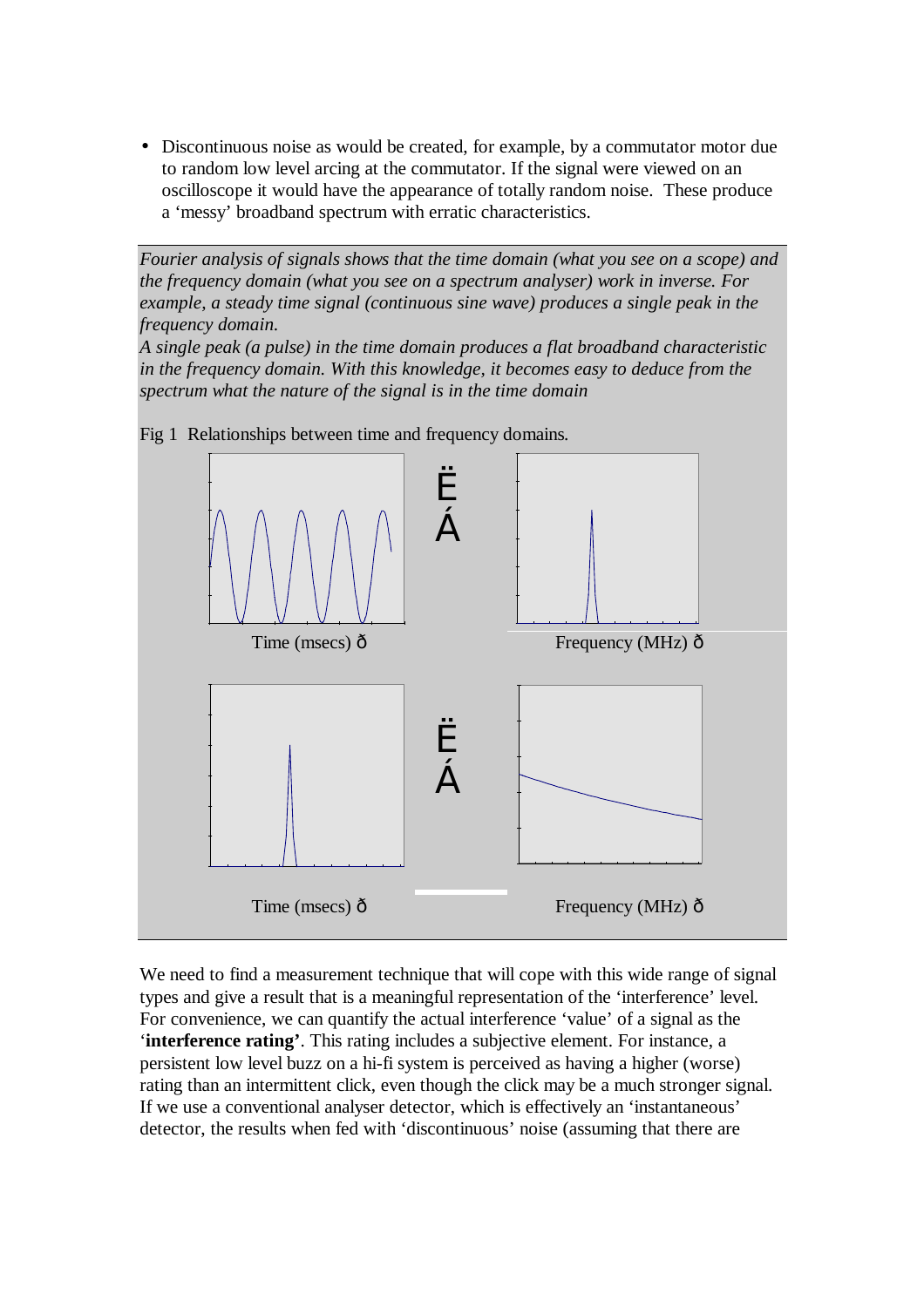- Discontinuous noise as would be created, for example, by a commutator motor due to random low level arcing at the commutator. If the signal were viewed on an oscilloscope it would have the appearance of totally random noise. These produce a 'messy' broadband spectrum with erratic characteristics.

*Fourier analysis of signals shows that the time domain (what you see on a scope) and the frequency domain (what you see on a spectrum analyser) work in inverse. For example, a steady time signal (continuous sine wave) produces a single peak in the frequency domain.*
*A single peak (a pulse) in the time domain produces a flat broadband characteristic in the frequency domain. With this knowledge, it becomes easy to deduce from the spectrum what the nature of the signal is in the time domain*

Fig 1 Relationships between time and frequency domains.

Time (msecs) ð    Frequency (MHz) ð

Time (msecs) ð    Frequency (MHz) ð

We need to find a measurement technique that will cope with this wide range of signal types and give a result that is a meaningful representation of the 'interference' level. For convenience, we can quantify the actual interference 'value' of a signal as the '**interference rating'**. This rating includes a subjective element. For instance, a persistent low level buzz on a hi-fi system is perceived as having a higher (worse) rating than an intermittent click, even though the click may be a much stronger signal. If we use a conventional analyser detector, which is effectively an 'instantaneous' detector, the results when fed with 'discontinuous' noise (assuming that there are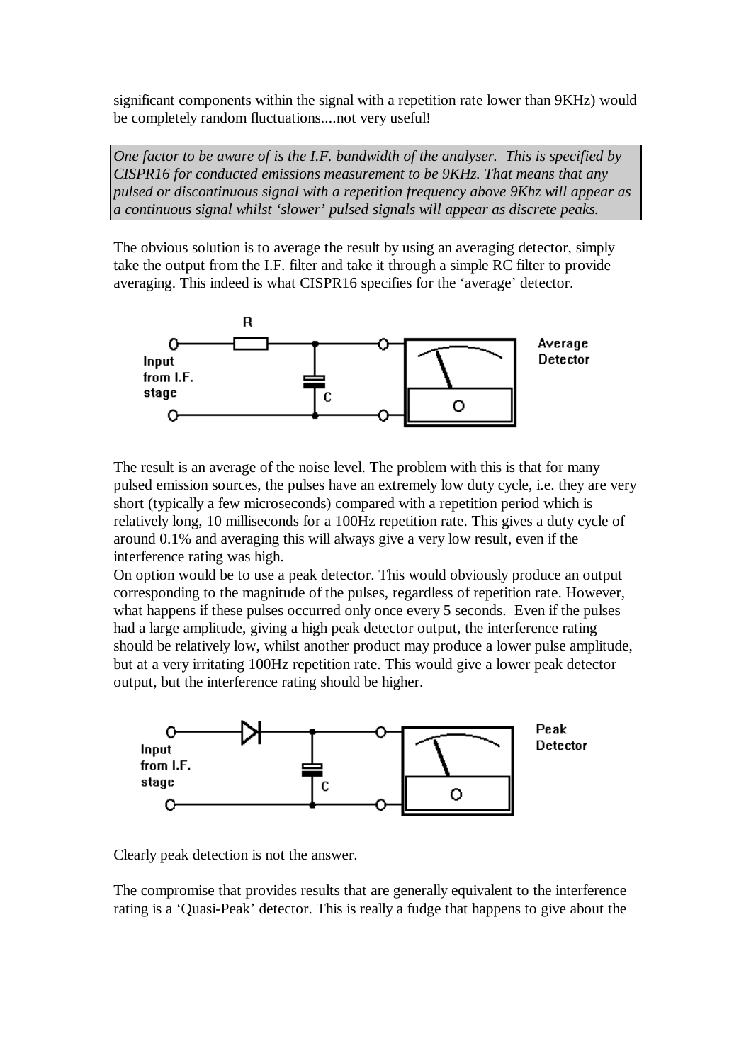significant components within the signal with a repetition rate lower than 9KHz) would be completely random fluctuations....not very useful!

> *One factor to be aware of is the I.F. bandwidth of the analyser. This is specified by CISPR16 for conducted emissions measurement to be 9KHz. That means that any pulsed or discontinuous signal with a repetition frequency above 9Khz will appear as a continuous signal whilst 'slower' pulsed signals will appear as discrete peaks.*

The obvious solution is to average the result by using an averaging detector, simply take the output from the I.F. filter and take it through a simple RC filter to provide averaging. This indeed is what CISPR16 specifies for the 'average' detector.

The result is an average of the noise level. The problem with this is that for many pulsed emission sources, the pulses have an extremely low duty cycle, i.e. they are very short (typically a few microseconds) compared with a repetition period which is relatively long, 10 milliseconds for a 100Hz repetition rate. This gives a duty cycle of around 0.1% and averaging this will always give a very low result, even if the interference rating was high.

On option would be to use a peak detector. This would obviously produce an output corresponding to the magnitude of the pulses, regardless of repetition rate. However, what happens if these pulses occurred only once every 5 seconds. Even if the pulses had a large amplitude, giving a high peak detector output, the interference rating should be relatively low, whilst another product may produce a lower pulse amplitude, but at a very irritating 100Hz repetition rate. This would give a lower peak detector output, but the interference rating should be higher.

Clearly peak detection is not the answer.

The compromise that provides results that are generally equivalent to the interference rating is a 'Quasi-Peak' detector. This is really a fudge that happens to give about the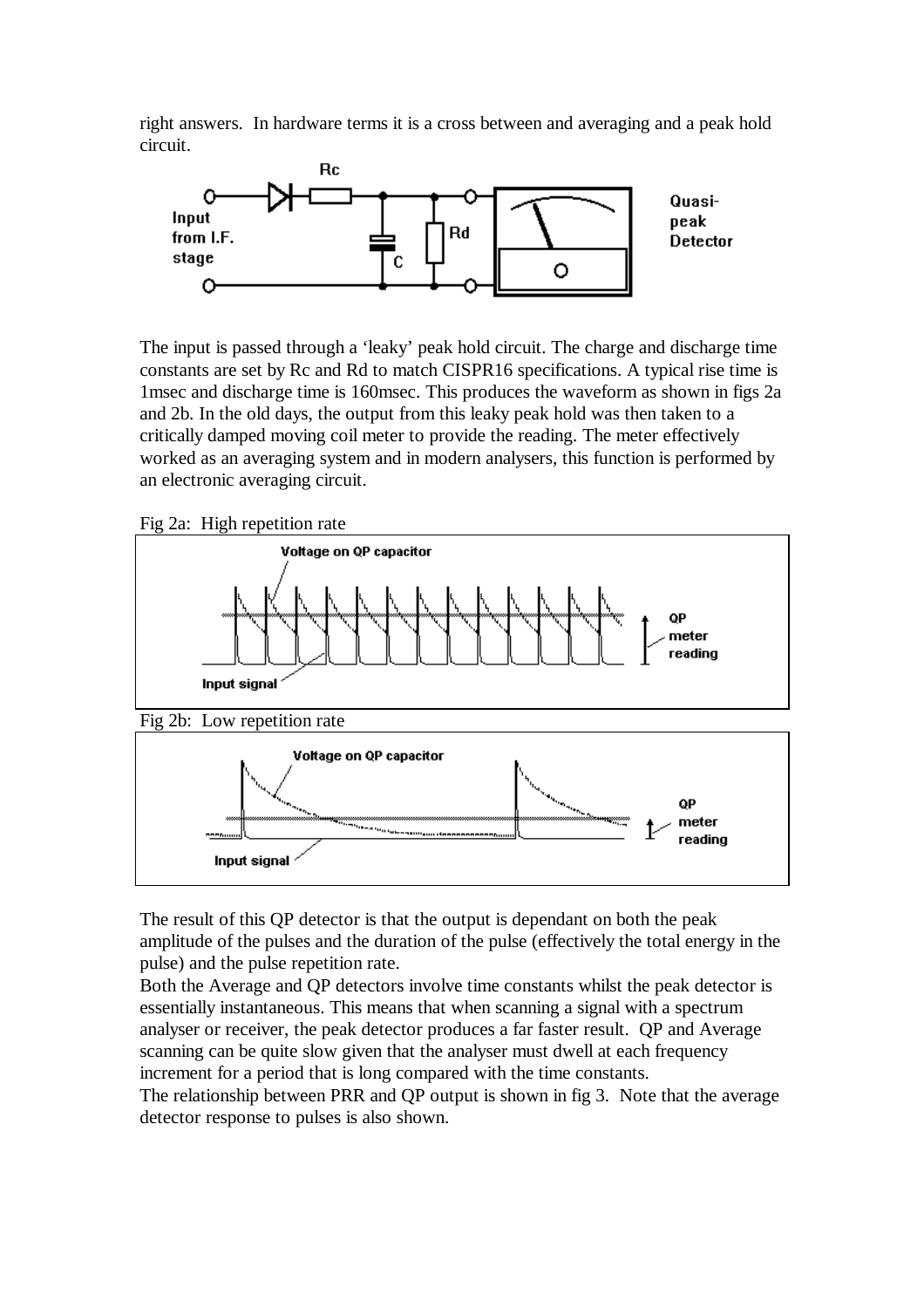right answers. In hardware terms it is a cross between and averaging and a peak hold circuit.

The input is passed through a 'leaky' peak hold circuit. The charge and discharge time constants are set by Rc and Rd to match CISPR16 specifications. A typical rise time is 1msec and discharge time is 160msec. This produces the waveform as shown in figs 2a and 2b. In the old days, the output from this leaky peak hold was then taken to a critically damped moving coil meter to provide the reading. The meter effectively worked as an averaging system and in modern analysers, this function is performed by an electronic averaging circuit.

Fig 2a: High repetition rate

Fig 2b: Low repetition rate

The result of this QP detector is that the output is dependant on both the peak amplitude of the pulses and the duration of the pulse (effectively the total energy in the pulse) and the pulse repetition rate.

Both the Average and QP detectors involve time constants whilst the peak detector is essentially instantaneous. This means that when scanning a signal with a spectrum analyser or receiver, the peak detector produces a far faster result. QP and Average scanning can be quite slow given that the analyser must dwell at each frequency increment for a period that is long compared with the time constants.

The relationship between PRR and QP output is shown in fig 3. Note that the average detector response to pulses is also shown.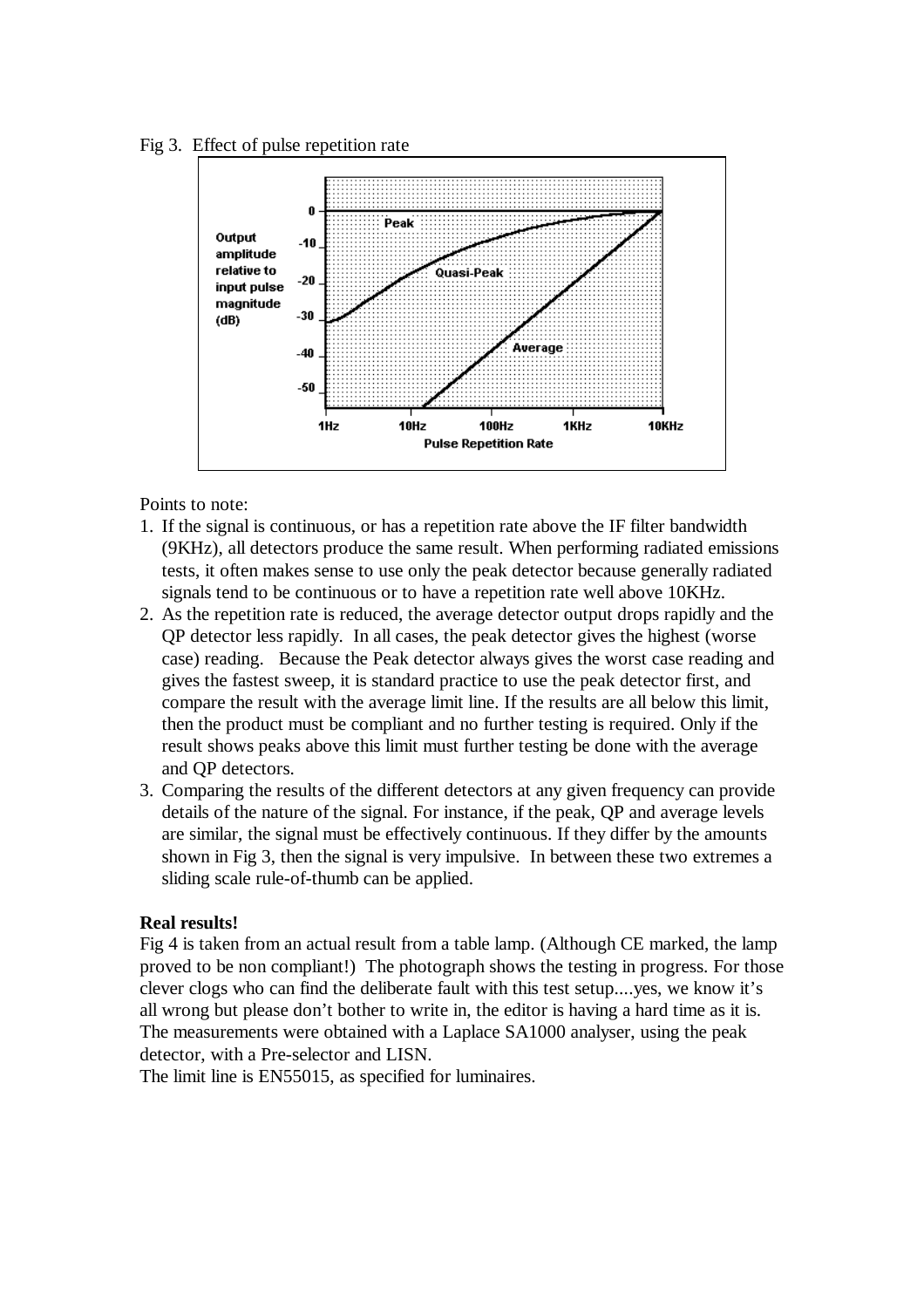Fig 3. Effect of pulse repetition rate

Points to note:

1. If the signal is continuous, or has a repetition rate above the IF filter bandwidth (9KHz), all detectors produce the same result. When performing radiated emissions tests, it often makes sense to use only the peak detector because generally radiated signals tend to be continuous or to have a repetition rate well above 10KHz.
2. As the repetition rate is reduced, the average detector output drops rapidly and the QP detector less rapidly. In all cases, the peak detector gives the highest (worse case) reading. Because the Peak detector always gives the worst case reading and gives the fastest sweep, it is standard practice to use the peak detector first, and compare the result with the average limit line. If the results are all below this limit, then the product must be compliant and no further testing is required. Only if the result shows peaks above this limit must further testing be done with the average and QP detectors.
3. Comparing the results of the different detectors at any given frequency can provide details of the nature of the signal. For instance, if the peak, QP and average levels are similar, the signal must be effectively continuous. If they differ by the amounts shown in Fig 3, then the signal is very impulsive. In between these two extremes a sliding scale rule-of-thumb can be applied.

**Real results!**

Fig 4 is taken from an actual result from a table lamp. (Although CE marked, the lamp proved to be non compliant!) The photograph shows the testing in progress. For those clever clogs who can find the deliberate fault with this test setup....yes, we know it's all wrong but please don't bother to write in, the editor is having a hard time as it is. The measurements were obtained with a Laplace SA1000 analyser, using the peak detector, with a Pre-selector and LISN.

The limit line is EN55015, as specified for luminaires.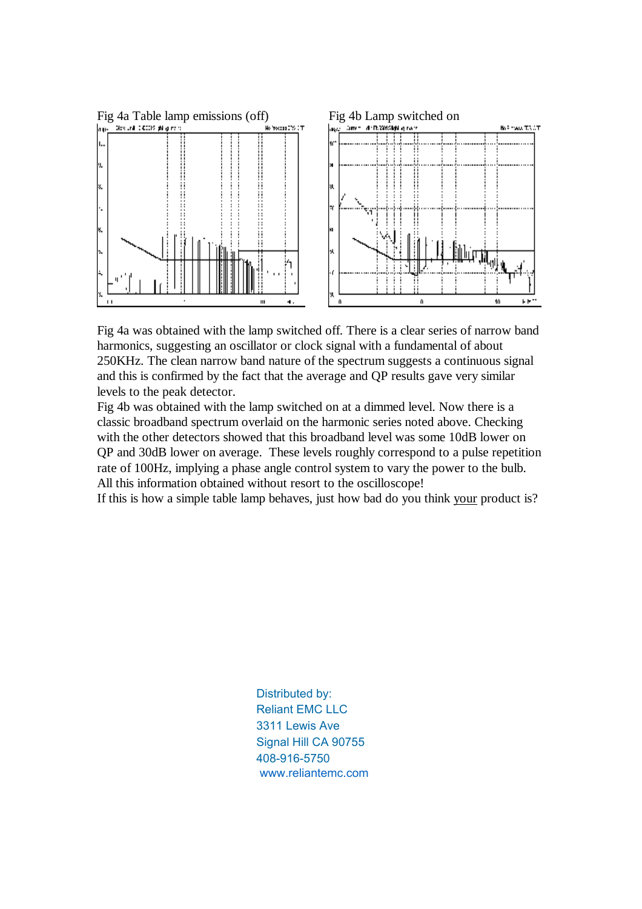Fig 4a Table lamp emissions (off)

Fig 4b Lamp switched on

Fig 4a was obtained with the lamp switched off. There is a clear series of narrow band harmonics, suggesting an oscillator or clock signal with a fundamental of about 250KHz. The clean narrow band nature of the spectrum suggests a continuous signal and this is confirmed by the fact that the average and QP results gave very similar levels to the peak detector.

Fig 4b was obtained with the lamp switched on at a dimmed level. Now there is a classic broadband spectrum overlaid on the harmonic series noted above. Checking with the other detectors showed that this broadband level was some 10dB lower on QP and 30dB lower on average. These levels roughly correspond to a pulse repetition rate of 100Hz, implying a phase angle control system to vary the power to the bulb. All this information obtained without resort to the oscilloscope!

If this is how a simple table lamp behaves, just how bad do you think your product is?

Distributed by:
Reliant EMC LLC
3311 Lewis Ave
Signal Hill CA 90755
408-916-5750
www.reliantemc.com